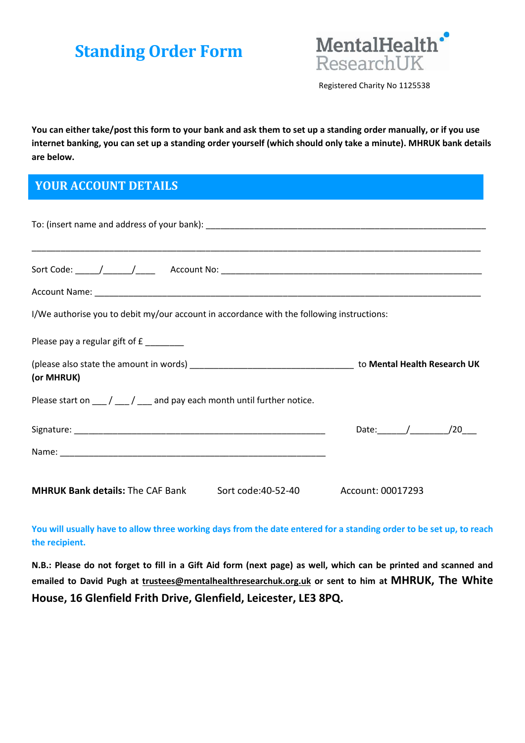# Standing Order Form

MentalHealth ResearchUK

Registered Charity No 1125538

**You can either take/post this form to your bank and ask them to set up a standing order manually, or if you use internet banking, you can set up a standing order yourself (which should only take a minute). MHRUK bank details are below.**

## YOUR ACCOUNT DETAILS

To: (insert name and address of your bank): ____________________________________________________________

______________________________________________________________________________________________

Sort Code: _____/______/____ Account No: ___________________________________________________________

Account Name: ___________________________________________________________________________________

I/We authorise you to debit my/our account in accordance with the following instructions:

Please pay a regular gift of £ ________

(please also state the amount in words) ___________________________________ to **Mental Health Research UK (or MHRUK)**

Please start on ___ / ___ / ___ and pay each month until further notice.

Signature: ______________________________________________________ Date:______/________/20___

Name: _________________________________________________________

**MHRUK Bank details:** The CAF Bank Sort code:40-52-40 Account: 00017293

**You will usually have to allow three working days from the date entered for a standing order to be set up, to reach the recipient.**

**N.B.: Please do not forget to fill in a Gift Aid form (next page) as well, which can be printed and scanned and emailed to David Pugh at trustees@mentalhealthresearchuk.org.uk or sent to him at MHRUK, The White House, 16 Glenfield Frith Drive, Glenfield, Leicester, LE3 8PQ.**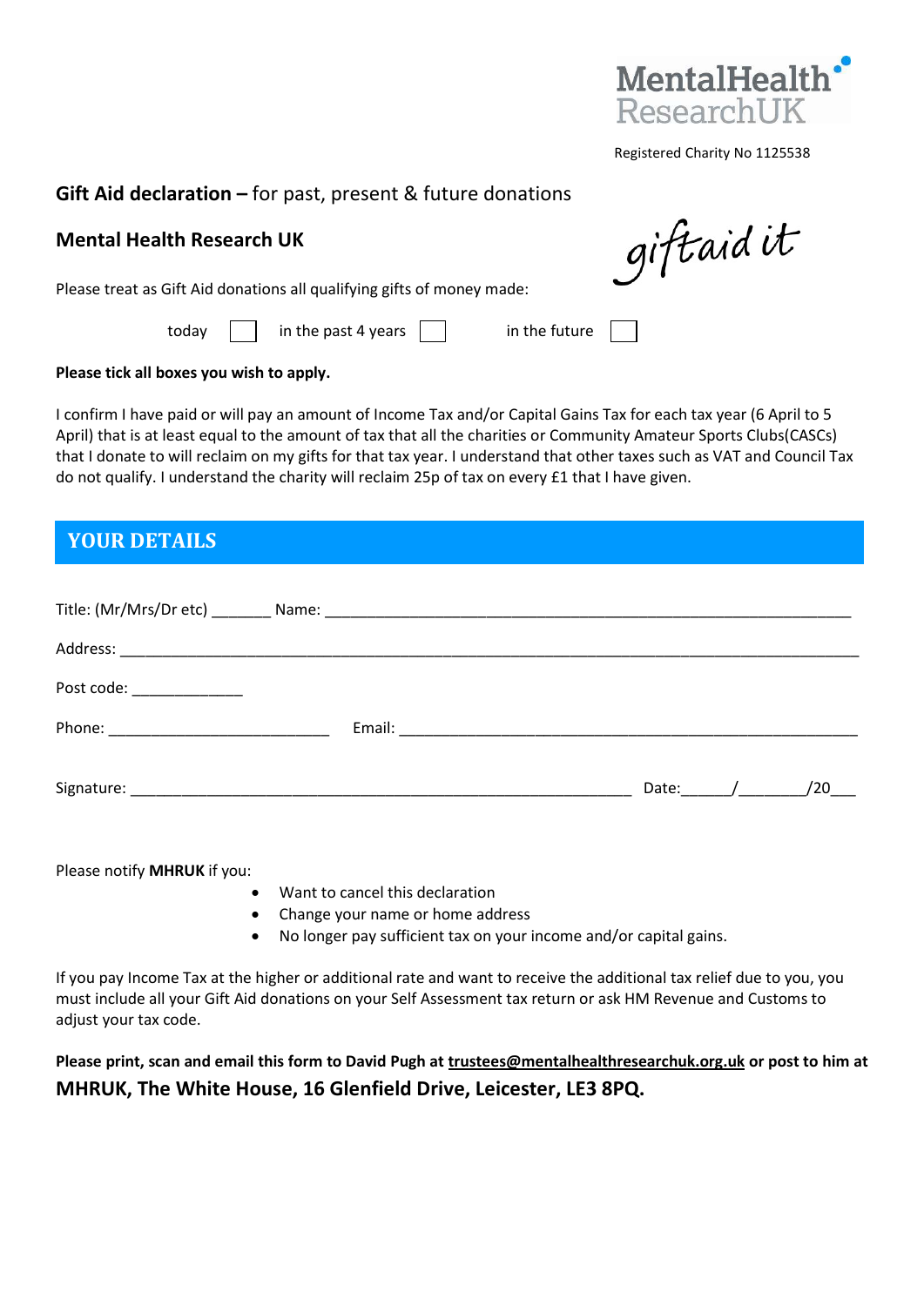MentalHealth ResearchUK

Registered Charity No 1125538

## Gift Aid declaration – for past, present & future donations

## Mental Health Research UK

giftaid it

Please treat as Gift Aid donations all qualifying gifts of money made:

today ☐ in the past 4 years ☐ in the future ☐

**Please tick all boxes you wish to apply.**

I confirm I have paid or will pay an amount of Income Tax and/or Capital Gains Tax for each tax year (6 April to 5 April) that is at least equal to the amount of tax that all the charities or Community Amateur Sports Clubs(CASCs) that I donate to will reclaim on my gifts for that tax year. I understand that other taxes such as VAT and Council Tax do not qualify. I understand the charity will reclaim 25p of tax on every £1 that I have given.

## YOUR DETAILS

Title: (Mr/Mrs/Dr etc) _______ Name: ______________________________________________________________

Address: ______________________________________________________________________________

Post code: _____________

Phone: __________________________ Email: _______________________________________________________

Signature: ___________________________________________________________ Date:______/________/20___

Please notify **MHRUK** if you:

- Want to cancel this declaration
- Change your name or home address
- No longer pay sufficient tax on your income and/or capital gains.

If you pay Income Tax at the higher or additional rate and want to receive the additional tax relief due to you, you must include all your Gift Aid donations on your Self Assessment tax return or ask HM Revenue and Customs to adjust your tax code.

**Please print, scan and email this form to David Pugh at trustees@mentalhealthresearchuk.org.uk or post to him at MHRUK, The White House, 16 Glenfield Drive, Leicester, LE3 8PQ.**